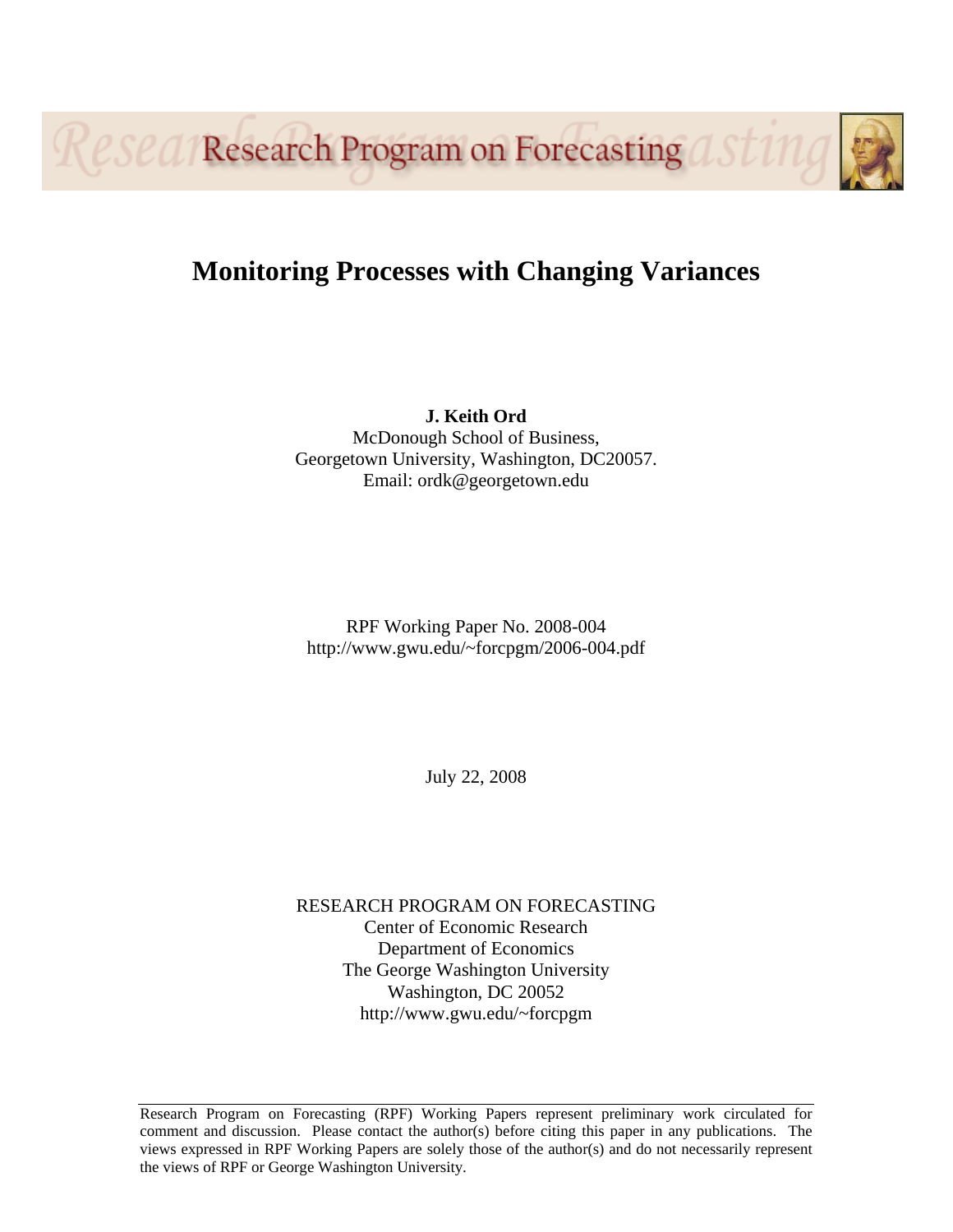Research Program on Forecasting

# Monitoring Processes with Changing Variances

**J. Keith Ord**
McDonough School of Business,
Georgetown University, Washington, DC20057.
Email: ordk@georgetown.edu

RPF Working Paper No. 2008-004
http://www.gwu.edu/~forcpgm/2006-004.pdf

July 22, 2008

RESEARCH PROGRAM ON FORECASTING
Center of Economic Research
Department of Economics
The George Washington University
Washington, DC 20052
http://www.gwu.edu/~forcpgm

Research Program on Forecasting (RPF) Working Papers represent preliminary work circulated for comment and discussion. Please contact the author(s) before citing this paper in any publications. The views expressed in RPF Working Papers are solely those of the author(s) and do not necessarily represent the views of RPF or George Washington University.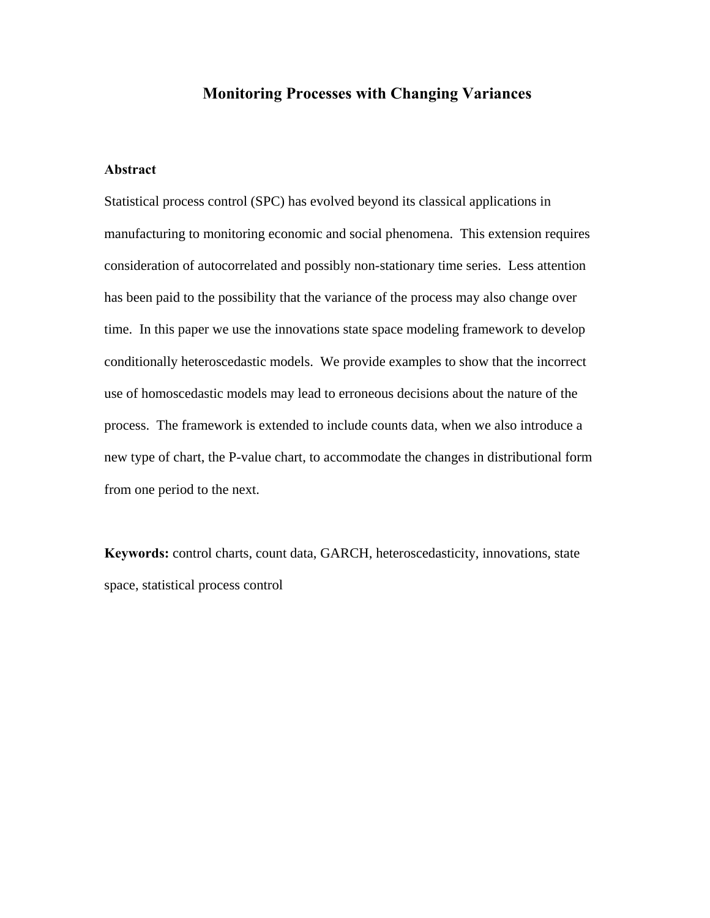# Monitoring Processes with Changing Variances

## Abstract

Statistical process control (SPC) has evolved beyond its classical applications in manufacturing to monitoring economic and social phenomena. This extension requires consideration of autocorrelated and possibly non-stationary time series. Less attention has been paid to the possibility that the variance of the process may also change over time. In this paper we use the innovations state space modeling framework to develop conditionally heteroscedastic models. We provide examples to show that the incorrect use of homoscedastic models may lead to erroneous decisions about the nature of the process. The framework is extended to include counts data, when we also introduce a new type of chart, the P-value chart, to accommodate the changes in distributional form from one period to the next.

**Keywords:** control charts, count data, GARCH, heteroscedasticity, innovations, state space, statistical process control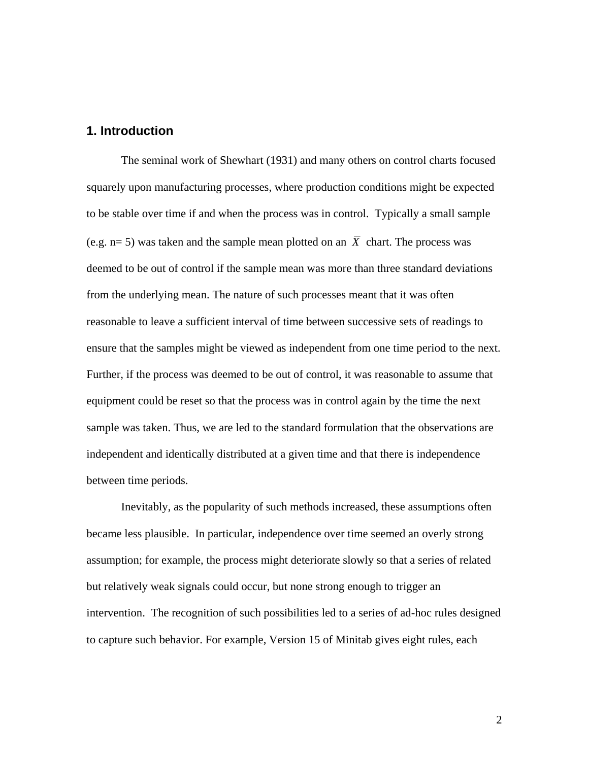## 1. Introduction

The seminal work of Shewhart (1931) and many others on control charts focused squarely upon manufacturing processes, where production conditions might be expected to be stable over time if and when the process was in control. Typically a small sample (e.g. n= 5) was taken and the sample mean plotted on an $\overline{X}$ chart. The process was deemed to be out of control if the sample mean was more than three standard deviations from the underlying mean. The nature of such processes meant that it was often reasonable to leave a sufficient interval of time between successive sets of readings to ensure that the samples might be viewed as independent from one time period to the next. Further, if the process was deemed to be out of control, it was reasonable to assume that equipment could be reset so that the process was in control again by the time the next sample was taken. Thus, we are led to the standard formulation that the observations are independent and identically distributed at a given time and that there is independence between time periods.

Inevitably, as the popularity of such methods increased, these assumptions often became less plausible. In particular, independence over time seemed an overly strong assumption; for example, the process might deteriorate slowly so that a series of related but relatively weak signals could occur, but none strong enough to trigger an intervention. The recognition of such possibilities led to a series of ad-hoc rules designed to capture such behavior. For example, Version 15 of Minitab gives eight rules, each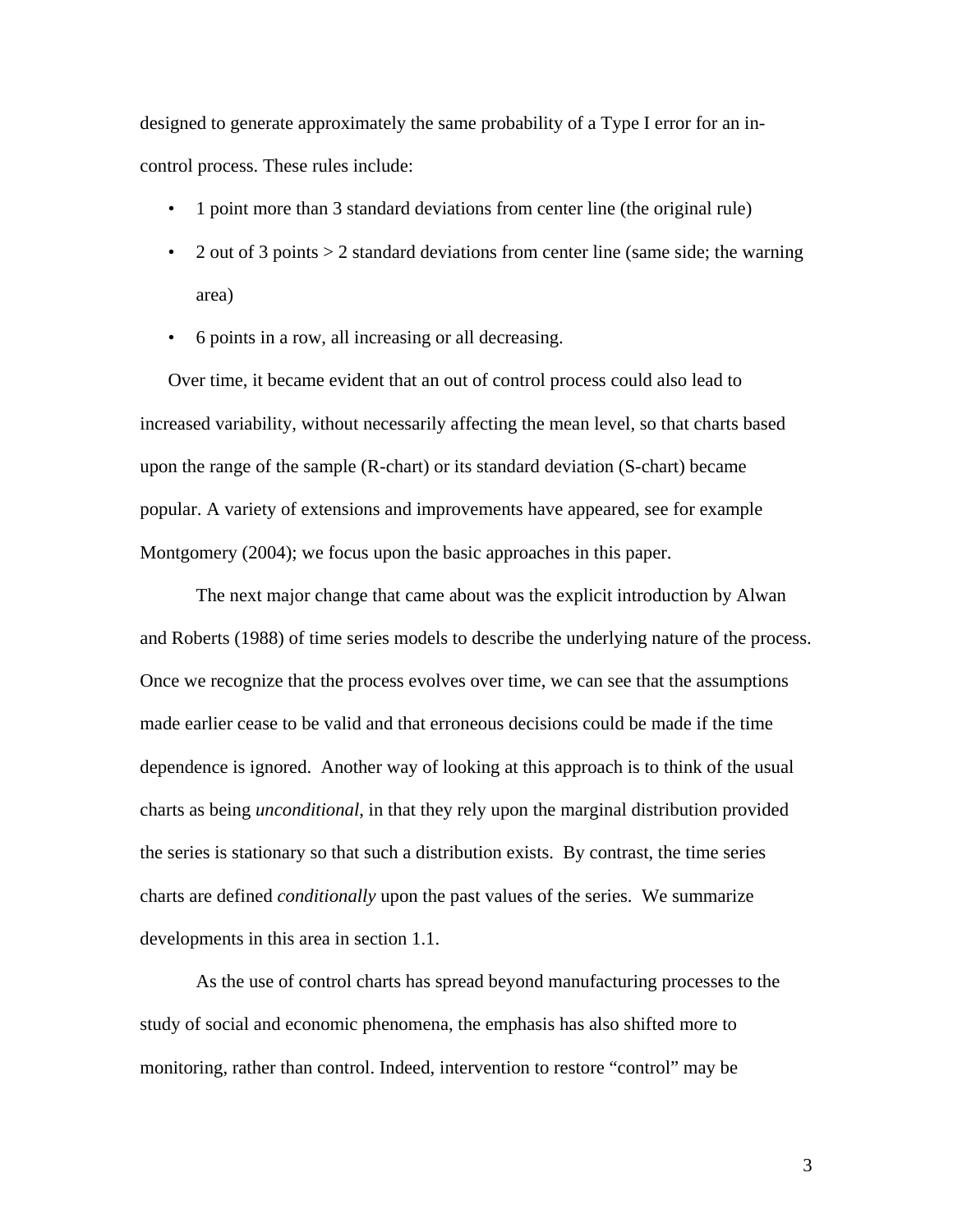designed to generate approximately the same probability of a Type I error for an in-control process. These rules include:

- 1 point more than 3 standard deviations from center line (the original rule)
- 2 out of 3 points > 2 standard deviations from center line (same side; the warning area)
- 6 points in a row, all increasing or all decreasing.

Over time, it became evident that an out of control process could also lead to increased variability, without necessarily affecting the mean level, so that charts based upon the range of the sample (R-chart) or its standard deviation (S-chart) became popular. A variety of extensions and improvements have appeared, see for example Montgomery (2004); we focus upon the basic approaches in this paper.

The next major change that came about was the explicit introduction by Alwan and Roberts (1988) of time series models to describe the underlying nature of the process. Once we recognize that the process evolves over time, we can see that the assumptions made earlier cease to be valid and that erroneous decisions could be made if the time dependence is ignored. Another way of looking at this approach is to think of the usual charts as being *unconditional*, in that they rely upon the marginal distribution provided the series is stationary so that such a distribution exists. By contrast, the time series charts are defined *conditionally* upon the past values of the series. We summarize developments in this area in section 1.1.

As the use of control charts has spread beyond manufacturing processes to the study of social and economic phenomena, the emphasis has also shifted more to monitoring, rather than control. Indeed, intervention to restore "control" may be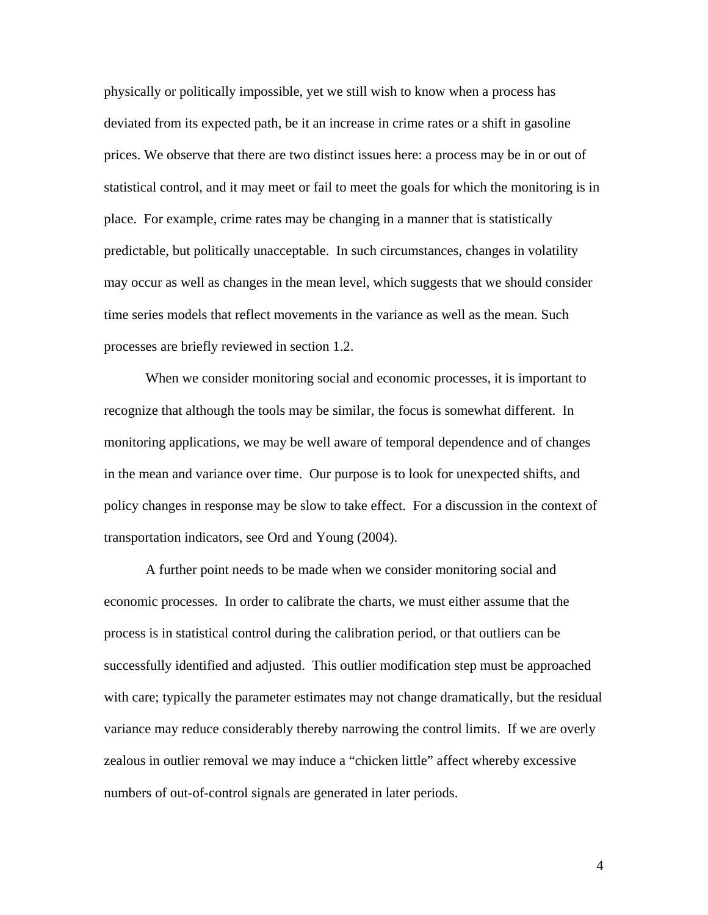physically or politically impossible, yet we still wish to know when a process has deviated from its expected path, be it an increase in crime rates or a shift in gasoline prices. We observe that there are two distinct issues here: a process may be in or out of statistical control, and it may meet or fail to meet the goals for which the monitoring is in place. For example, crime rates may be changing in a manner that is statistically predictable, but politically unacceptable. In such circumstances, changes in volatility may occur as well as changes in the mean level, which suggests that we should consider time series models that reflect movements in the variance as well as the mean. Such processes are briefly reviewed in section 1.2.

When we consider monitoring social and economic processes, it is important to recognize that although the tools may be similar, the focus is somewhat different. In monitoring applications, we may be well aware of temporal dependence and of changes in the mean and variance over time. Our purpose is to look for unexpected shifts, and policy changes in response may be slow to take effect. For a discussion in the context of transportation indicators, see Ord and Young (2004).

A further point needs to be made when we consider monitoring social and economic processes. In order to calibrate the charts, we must either assume that the process is in statistical control during the calibration period, or that outliers can be successfully identified and adjusted. This outlier modification step must be approached with care; typically the parameter estimates may not change dramatically, but the residual variance may reduce considerably thereby narrowing the control limits. If we are overly zealous in outlier removal we may induce a "chicken little" affect whereby excessive numbers of out-of-control signals are generated in later periods.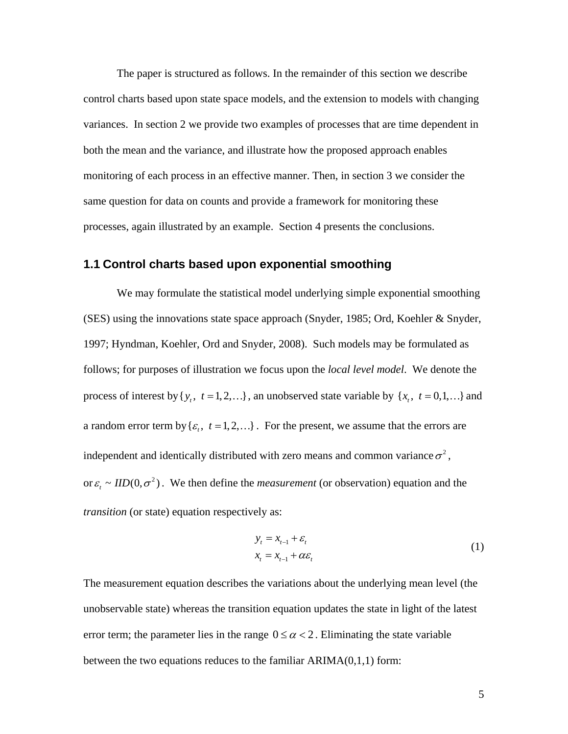The paper is structured as follows. In the remainder of this section we describe control charts based upon state space models, and the extension to models with changing variances. In section 2 we provide two examples of processes that are time dependent in both the mean and the variance, and illustrate how the proposed approach enables monitoring of each process in an effective manner. Then, in section 3 we consider the same question for data on counts and provide a framework for monitoring these processes, again illustrated by an example. Section 4 presents the conclusions.

### 1.1 Control charts based upon exponential smoothing

We may formulate the statistical model underlying simple exponential smoothing (SES) using the innovations state space approach (Snyder, 1985; Ord, Koehler & Snyder, 1997; Hyndman, Koehler, Ord and Snyder, 2008). Such models may be formulated as follows; for purposes of illustration we focus upon the *local level model*. We denote the process of interest by $\{y_t,\ t=1,2,\ldots\}$, an unobserved state variable by $\{x_t,\ t=0,1,\ldots\}$ and a random error term by $\{\varepsilon_t,\ t=1,2,\ldots\}$. For the present, we assume that the errors are independent and identically distributed with zero means and common variance $\sigma^2$, or $\varepsilon_t \sim IID(0,\sigma^2)$. We then define the *measurement* (or observation) equation and the *transition* (or state) equation respectively as:

$$
\begin{aligned}
y_t &= x_{t-1} + \varepsilon_t \\
x_t &= x_{t-1} + \alpha\varepsilon_t
\end{aligned}
\tag{1}
$$

The measurement equation describes the variations about the underlying mean level (the unobservable state) whereas the transition equation updates the state in light of the latest error term; the parameter lies in the range $0 \le \alpha < 2$. Eliminating the state variable between the two equations reduces to the familiar ARIMA(0,1,1) form: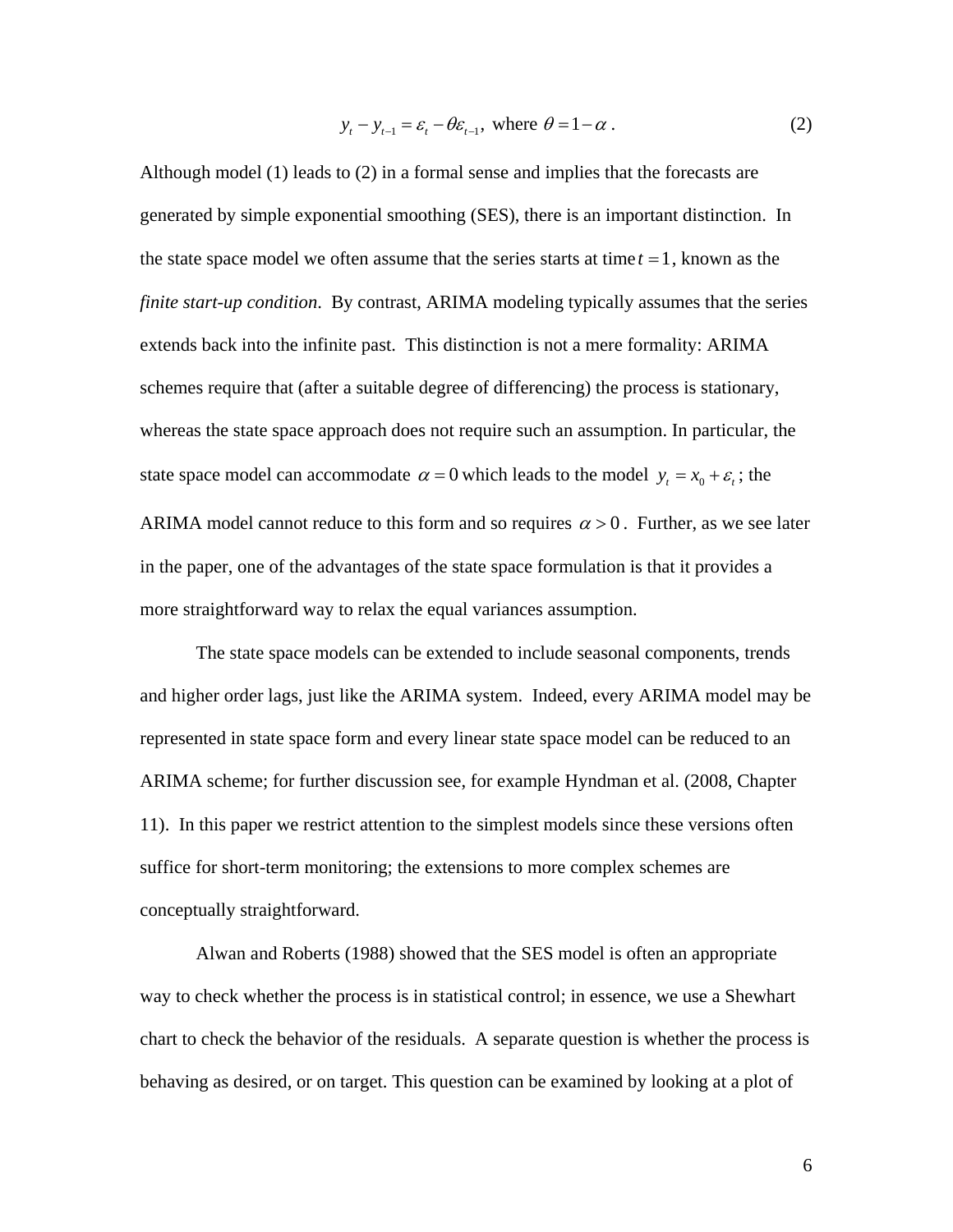$$y_t - y_{t-1} = \varepsilon_t - \theta\varepsilon_{t-1}, \text{ where } \theta = 1 - \alpha \ . \tag{2}$$

Although model (1) leads to (2) in a formal sense and implies that the forecasts are generated by simple exponential smoothing (SES), there is an important distinction. In the state space model we often assume that the series starts at time $t = 1$, known as the *finite start-up condition*. By contrast, ARIMA modeling typically assumes that the series extends back into the infinite past. This distinction is not a mere formality: ARIMA schemes require that (after a suitable degree of differencing) the process is stationary, whereas the state space approach does not require such an assumption. In particular, the state space model can accommodate $\alpha = 0$ which leads to the model $y_t = x_0 + \varepsilon_t$; the ARIMA model cannot reduce to this form and so requires $\alpha > 0$. Further, as we see later in the paper, one of the advantages of the state space formulation is that it provides a more straightforward way to relax the equal variances assumption.

The state space models can be extended to include seasonal components, trends and higher order lags, just like the ARIMA system. Indeed, every ARIMA model may be represented in state space form and every linear state space model can be reduced to an ARIMA scheme; for further discussion see, for example Hyndman et al. (2008, Chapter 11). In this paper we restrict attention to the simplest models since these versions often suffice for short-term monitoring; the extensions to more complex schemes are conceptually straightforward.

Alwan and Roberts (1988) showed that the SES model is often an appropriate way to check whether the process is in statistical control; in essence, we use a Shewhart chart to check the behavior of the residuals. A separate question is whether the process is behaving as desired, or on target. This question can be examined by looking at a plot of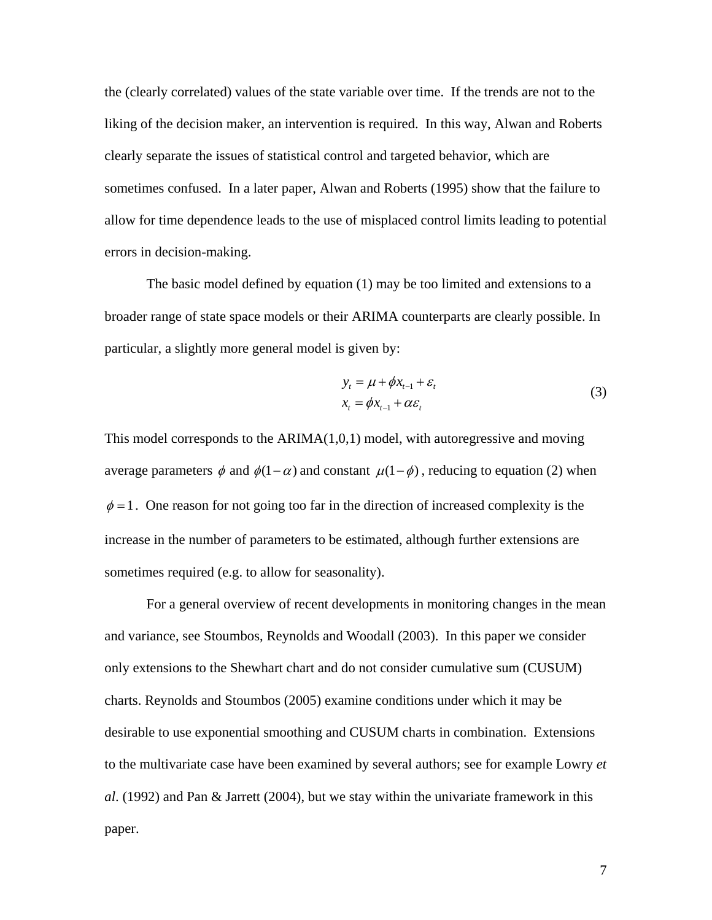the (clearly correlated) values of the state variable over time. If the trends are not to the liking of the decision maker, an intervention is required. In this way, Alwan and Roberts clearly separate the issues of statistical control and targeted behavior, which are sometimes confused. In a later paper, Alwan and Roberts (1995) show that the failure to allow for time dependence leads to the use of misplaced control limits leading to potential errors in decision-making.

The basic model defined by equation (1) may be too limited and extensions to a broader range of state space models or their ARIMA counterparts are clearly possible. In particular, a slightly more general model is given by:

$$
\begin{aligned}
y_t &= \mu + \phi x_{t-1} + \varepsilon_t \\
x_t &= \phi x_{t-1} + \alpha \varepsilon_t
\end{aligned}
\tag{3}
$$

This model corresponds to the ARIMA(1,0,1) model, with autoregressive and moving average parameters $\phi$ and $\phi(1-\alpha)$ and constant $\mu(1-\phi)$, reducing to equation (2) when $\phi = 1$. One reason for not going too far in the direction of increased complexity is the increase in the number of parameters to be estimated, although further extensions are sometimes required (e.g. to allow for seasonality).

For a general overview of recent developments in monitoring changes in the mean and variance, see Stoumbos, Reynolds and Woodall (2003). In this paper we consider only extensions to the Shewhart chart and do not consider cumulative sum (CUSUM) charts. Reynolds and Stoumbos (2005) examine conditions under which it may be desirable to use exponential smoothing and CUSUM charts in combination. Extensions to the multivariate case have been examined by several authors; see for example Lowry *et al*. (1992) and Pan & Jarrett (2004), but we stay within the univariate framework in this paper.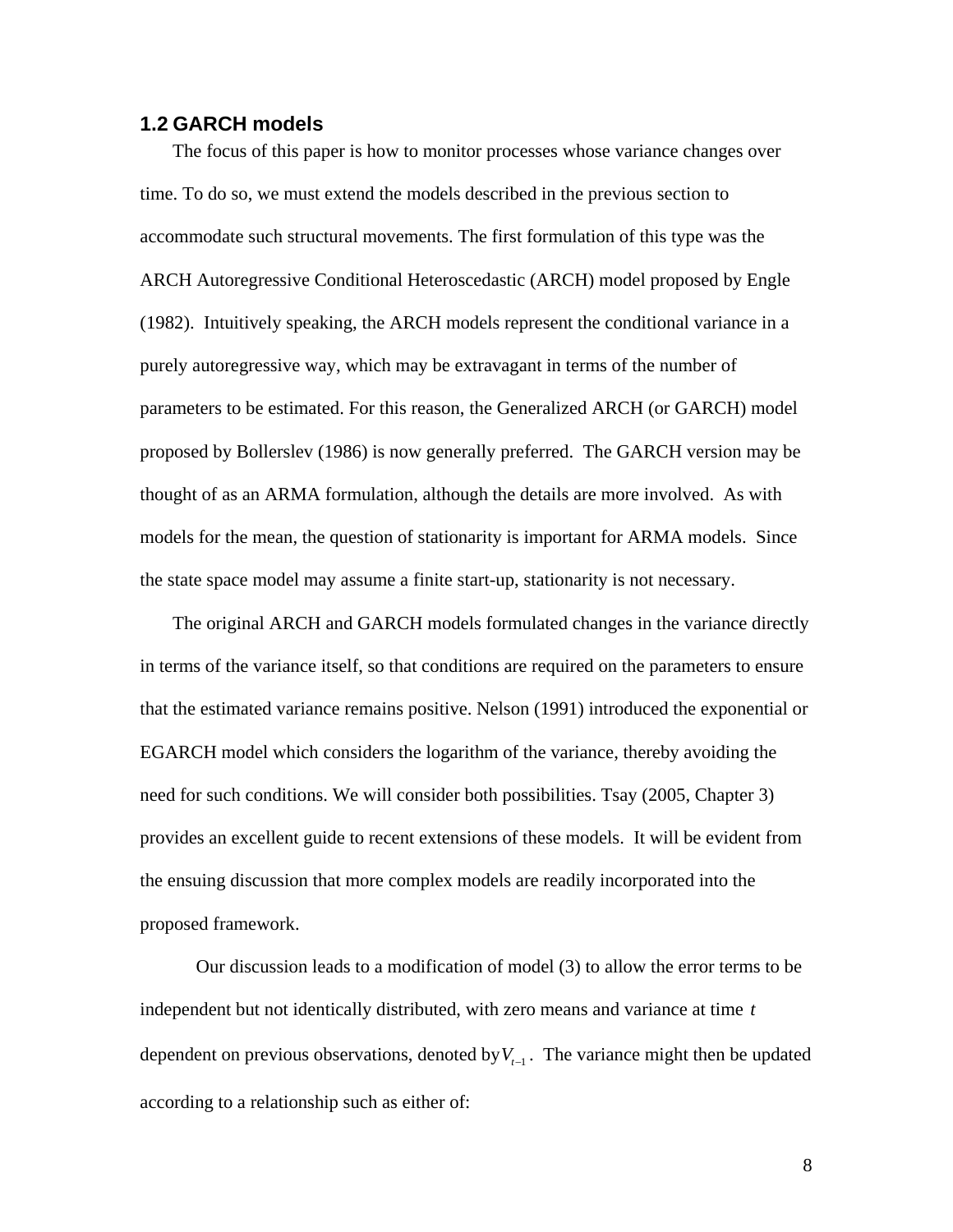### 1.2 GARCH models

The focus of this paper is how to monitor processes whose variance changes over time. To do so, we must extend the models described in the previous section to accommodate such structural movements. The first formulation of this type was the ARCH Autoregressive Conditional Heteroscedastic (ARCH) model proposed by Engle (1982). Intuitively speaking, the ARCH models represent the conditional variance in a purely autoregressive way, which may be extravagant in terms of the number of parameters to be estimated. For this reason, the Generalized ARCH (or GARCH) model proposed by Bollerslev (1986) is now generally preferred. The GARCH version may be thought of as an ARMA formulation, although the details are more involved. As with models for the mean, the question of stationarity is important for ARMA models. Since the state space model may assume a finite start-up, stationarity is not necessary.

The original ARCH and GARCH models formulated changes in the variance directly in terms of the variance itself, so that conditions are required on the parameters to ensure that the estimated variance remains positive. Nelson (1991) introduced the exponential or EGARCH model which considers the logarithm of the variance, thereby avoiding the need for such conditions. We will consider both possibilities. Tsay (2005, Chapter 3) provides an excellent guide to recent extensions of these models. It will be evident from the ensuing discussion that more complex models are readily incorporated into the proposed framework.

Our discussion leads to a modification of model (3) to allow the error terms to be independent but not identically distributed, with zero means and variance at time $t$ dependent on previous observations, denoted by $V_{t-1}$. The variance might then be updated according to a relationship such as either of: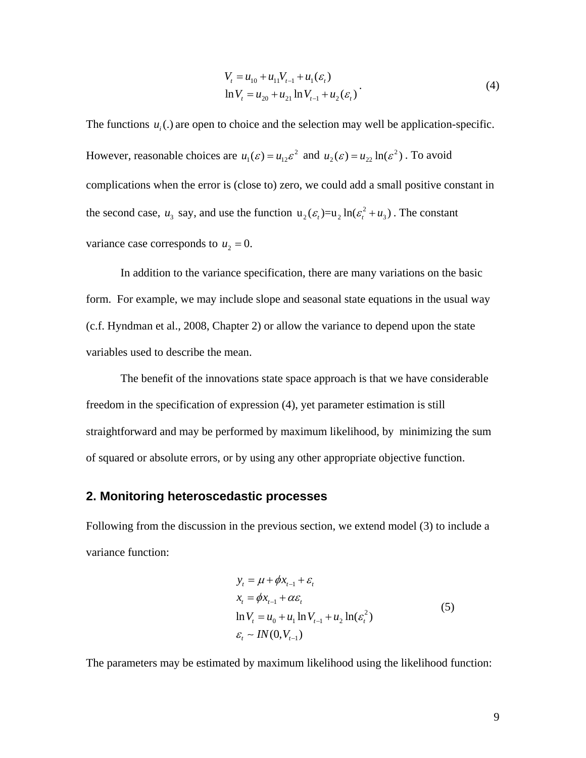$$
\begin{aligned}
V_t &= u_{10} + u_{11} V_{t-1} + u_1(\varepsilon_t) \\
\ln V_t &= u_{20} + u_{21} \ln V_{t-1} + u_2(\varepsilon_t)
\end{aligned} \quad . \tag{4}
$$

The functions $u_i(.)$ are open to choice and the selection may well be application-specific. However, reasonable choices are $u_1(\varepsilon) = u_{12}\varepsilon^2$ and $u_2(\varepsilon) = u_{22}\ln(\varepsilon^2)$ . To avoid complications when the error is (close to) zero, we could add a small positive constant in the second case, $u_3$ say, and use the function $u_2(\varepsilon_t)$=$u_2 \ln(\varepsilon_t^2 + u_3)$ . The constant variance case corresponds to $u_2 = 0$.

In addition to the variance specification, there are many variations on the basic form. For example, we may include slope and seasonal state equations in the usual way (c.f. Hyndman et al., 2008, Chapter 2) or allow the variance to depend upon the state variables used to describe the mean.

The benefit of the innovations state space approach is that we have considerable freedom in the specification of expression (4), yet parameter estimation is still straightforward and may be performed by maximum likelihood, by minimizing the sum of squared or absolute errors, or by using any other appropriate objective function.

## 2. Monitoring heteroscedastic processes

Following from the discussion in the previous section, we extend model (3) to include a variance function:

$$
\begin{aligned}
y_t &= \mu + \phi x_{t-1} + \varepsilon_t \\
x_t &= \phi x_{t-1} + \alpha \varepsilon_t \\
\ln V_t &= u_0 + u_1 \ln V_{t-1} + u_2 \ln(\varepsilon_t^2) \\
\varepsilon_t &\sim IN(0, V_{t-1})
\end{aligned} \tag{5}
$$

The parameters may be estimated by maximum likelihood using the likelihood function: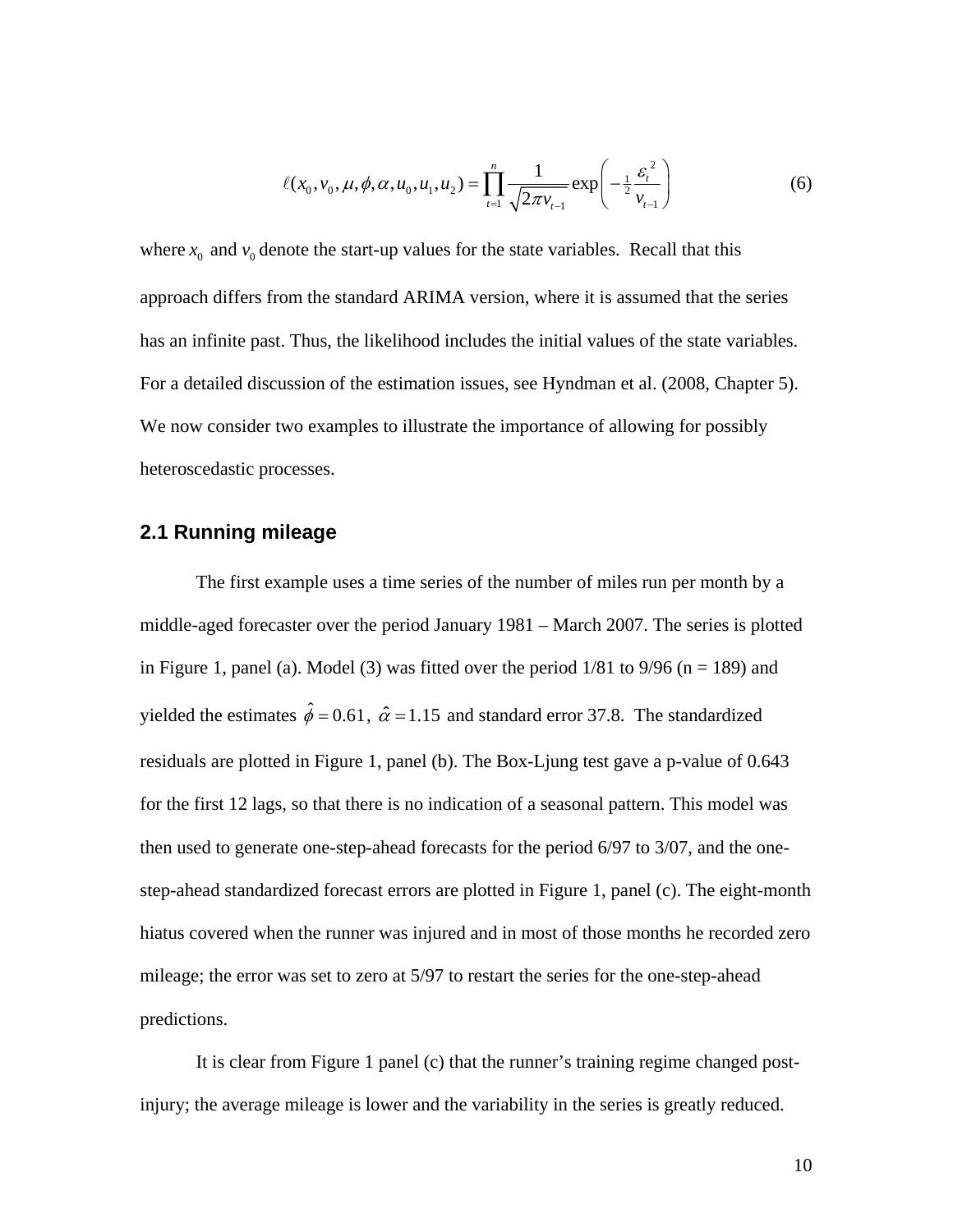$$\ell(x_0, v_0, \mu, \phi, \alpha, u_0, u_1, u_2) = \prod_{t=1}^{n} \frac{1}{\sqrt{2\pi v_{t-1}}} \exp\left( -\tfrac{1}{2} \frac{\varepsilon_t^{\,2}}{v_{t-1}} \right) \tag{6}$$

where $x_0$ and $v_0$ denote the start-up values for the state variables. Recall that this approach differs from the standard ARIMA version, where it is assumed that the series has an infinite past. Thus, the likelihood includes the initial values of the state variables. For a detailed discussion of the estimation issues, see Hyndman et al. (2008, Chapter 5). We now consider two examples to illustrate the importance of allowing for possibly heteroscedastic processes.

### 2.1 Running mileage

The first example uses a time series of the number of miles run per month by a middle-aged forecaster over the period January 1981 – March 2007. The series is plotted in Figure 1, panel (a). Model (3) was fitted over the period 1/81 to 9/96 (n = 189) and yielded the estimates $\hat{\phi} = 0.61$, $\hat{\alpha} = 1.15$ and standard error 37.8. The standardized residuals are plotted in Figure 1, panel (b). The Box-Ljung test gave a p-value of 0.643 for the first 12 lags, so that there is no indication of a seasonal pattern. This model was then used to generate one-step-ahead forecasts for the period 6/97 to 3/07, and the one-step-ahead standardized forecast errors are plotted in Figure 1, panel (c). The eight-month hiatus covered when the runner was injured and in most of those months he recorded zero mileage; the error was set to zero at 5/97 to restart the series for the one-step-ahead predictions.

It is clear from Figure 1 panel (c) that the runner's training regime changed post-injury; the average mileage is lower and the variability in the series is greatly reduced.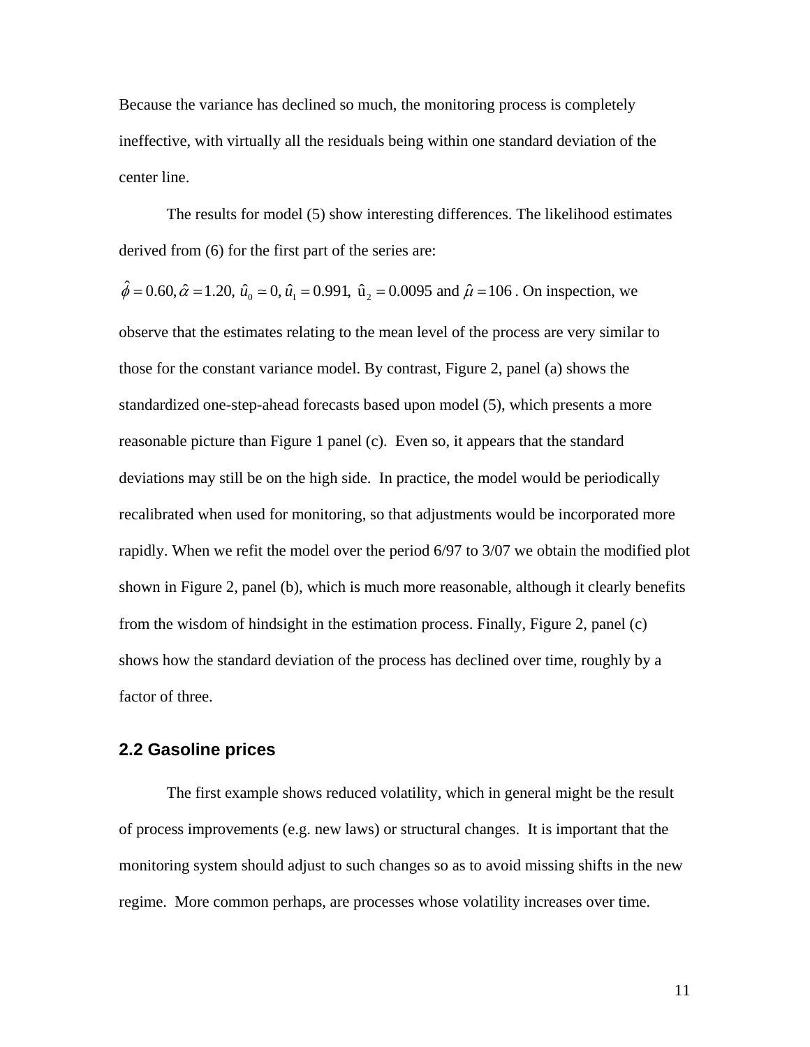Because the variance has declined so much, the monitoring process is completely ineffective, with virtually all the residuals being within one standard deviation of the center line.

The results for model (5) show interesting differences. The likelihood estimates derived from (6) for the first part of the series are:

$\hat{\phi} = 0.60, \hat{\alpha} = 1.20,\ \hat{u}_0 \simeq 0, \hat{u}_1 = 0.991,\ \hat{u}_2 = 0.0095$ and $\hat{\mu} = 106$. On inspection, we observe that the estimates relating to the mean level of the process are very similar to those for the constant variance model. By contrast, Figure 2, panel (a) shows the standardized one-step-ahead forecasts based upon model (5), which presents a more reasonable picture than Figure 1 panel (c). Even so, it appears that the standard deviations may still be on the high side. In practice, the model would be periodically recalibrated when used for monitoring, so that adjustments would be incorporated more rapidly. When we refit the model over the period 6/97 to 3/07 we obtain the modified plot shown in Figure 2, panel (b), which is much more reasonable, although it clearly benefits from the wisdom of hindsight in the estimation process. Finally, Figure 2, panel (c) shows how the standard deviation of the process has declined over time, roughly by a factor of three.

### 2.2 Gasoline prices

The first example shows reduced volatility, which in general might be the result of process improvements (e.g. new laws) or structural changes. It is important that the monitoring system should adjust to such changes so as to avoid missing shifts in the new regime. More common perhaps, are processes whose volatility increases over time.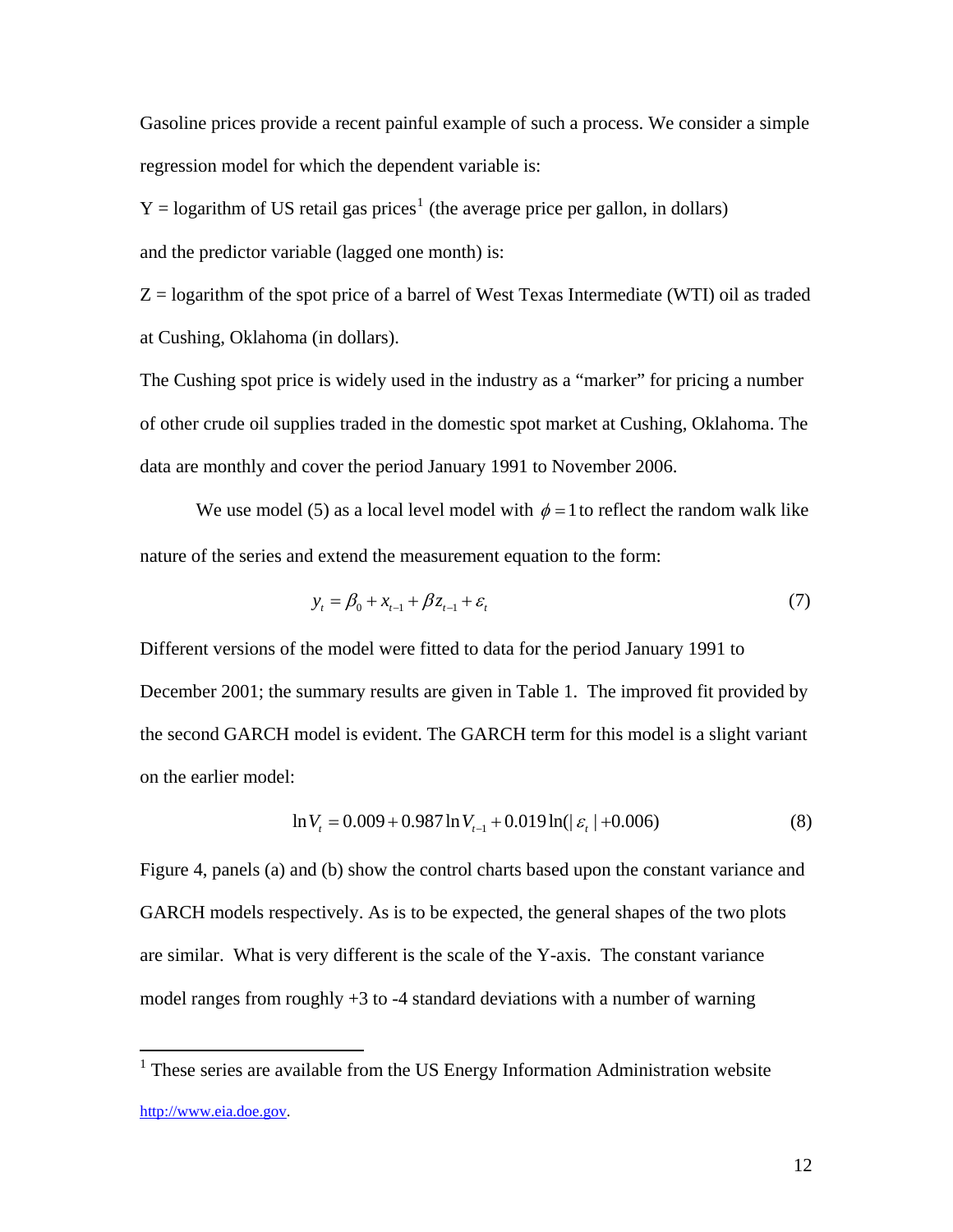Gasoline prices provide a recent painful example of such a process. We consider a simple regression model for which the dependent variable is:

Y = logarithm of US retail gas prices[1] (the average price per gallon, in dollars)

and the predictor variable (lagged one month) is:

Z = logarithm of the spot price of a barrel of West Texas Intermediate (WTI) oil as traded at Cushing, Oklahoma (in dollars).

The Cushing spot price is widely used in the industry as a "marker" for pricing a number of other crude oil supplies traded in the domestic spot market at Cushing, Oklahoma. The data are monthly and cover the period January 1991 to November 2006.

We use model (5) as a local level model with $\phi = 1$ to reflect the random walk like nature of the series and extend the measurement equation to the form:

$$y_t = \beta_0 + x_{t-1} + \beta z_{t-1} + \varepsilon_t \tag{7}$$

Different versions of the model were fitted to data for the period January 1991 to December 2001; the summary results are given in Table 1. The improved fit provided by the second GARCH model is evident. The GARCH term for this model is a slight variant on the earlier model:

$$\ln V_t = 0.009 + 0.987 \ln V_{t-1} + 0.019 \ln(|\varepsilon_t| + 0.006) \tag{8}$$

Figure 4, panels (a) and (b) show the control charts based upon the constant variance and GARCH models respectively. As is to be expected, the general shapes of the two plots are similar. What is very different is the scale of the Y-axis. The constant variance model ranges from roughly +3 to -4 standard deviations with a number of warning

[1] These series are available from the US Energy Information Administration website http://www.eia.doe.gov.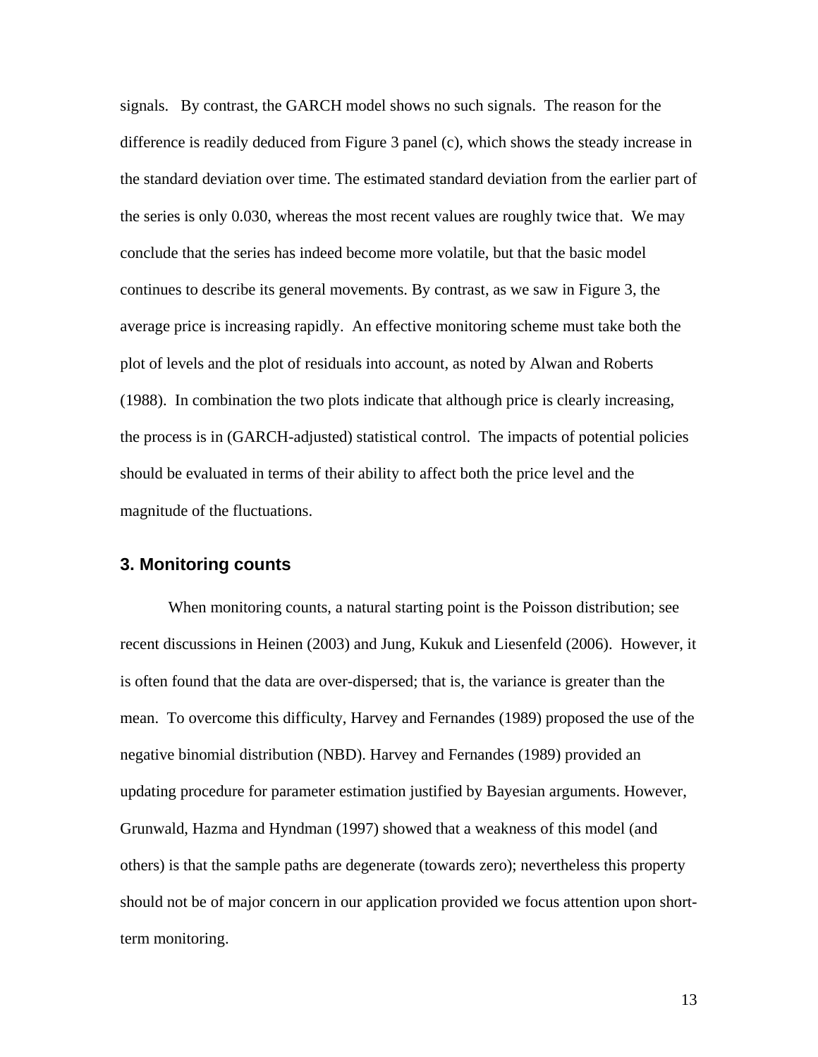signals. By contrast, the GARCH model shows no such signals. The reason for the difference is readily deduced from Figure 3 panel (c), which shows the steady increase in the standard deviation over time. The estimated standard deviation from the earlier part of the series is only 0.030, whereas the most recent values are roughly twice that. We may conclude that the series has indeed become more volatile, but that the basic model continues to describe its general movements. By contrast, as we saw in Figure 3, the average price is increasing rapidly. An effective monitoring scheme must take both the plot of levels and the plot of residuals into account, as noted by Alwan and Roberts (1988). In combination the two plots indicate that although price is clearly increasing, the process is in (GARCH-adjusted) statistical control. The impacts of potential policies should be evaluated in terms of their ability to affect both the price level and the magnitude of the fluctuations.

## 3. Monitoring counts

When monitoring counts, a natural starting point is the Poisson distribution; see recent discussions in Heinen (2003) and Jung, Kukuk and Liesenfeld (2006). However, it is often found that the data are over-dispersed; that is, the variance is greater than the mean. To overcome this difficulty, Harvey and Fernandes (1989) proposed the use of the negative binomial distribution (NBD). Harvey and Fernandes (1989) provided an updating procedure for parameter estimation justified by Bayesian arguments. However, Grunwald, Hazma and Hyndman (1997) showed that a weakness of this model (and others) is that the sample paths are degenerate (towards zero); nevertheless this property should not be of major concern in our application provided we focus attention upon short-term monitoring.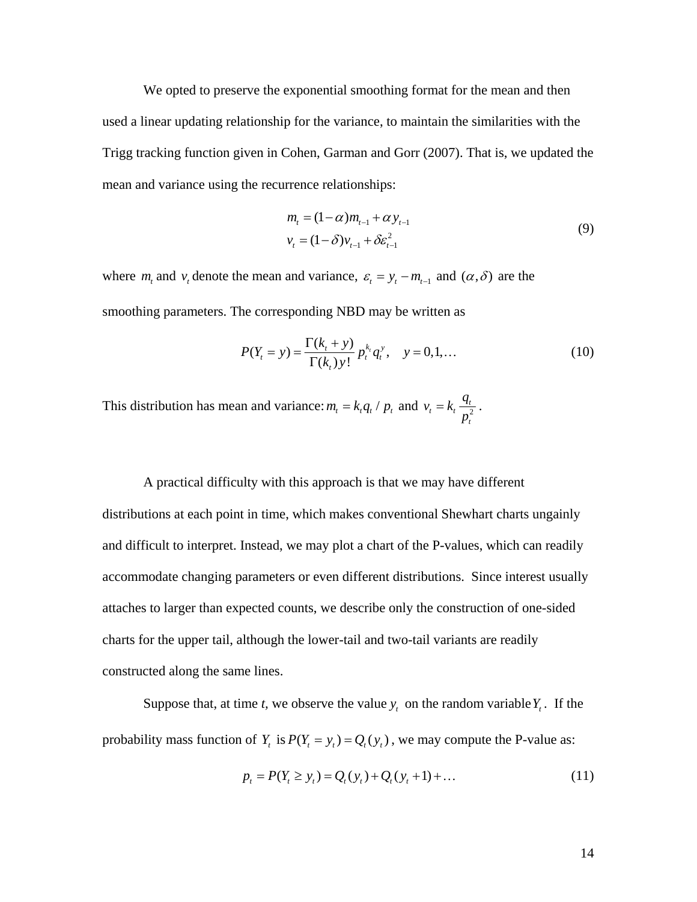We opted to preserve the exponential smoothing format for the mean and then used a linear updating relationship for the variance, to maintain the similarities with the Trigg tracking function given in Cohen, Garman and Gorr (2007). That is, we updated the mean and variance using the recurrence relationships:

$$
\begin{aligned}
m_t &= (1-\alpha)m_{t-1} + \alpha y_{t-1} \\
v_t &= (1-\delta)v_{t-1} + \delta\varepsilon_{t-1}^2
\end{aligned}
\tag{9}
$$

where $m_t$ and $v_t$ denote the mean and variance, $\varepsilon_t = y_t - m_{t-1}$ and $(\alpha, \delta)$ are the smoothing parameters. The corresponding NBD may be written as

$$
P(Y_t = y) = \frac{\Gamma(k_t + y)}{\Gamma(k_t)y!} p_t^{k_t} q_t^y, \quad y = 0, 1, \ldots \tag{10}
$$

This distribution has mean and variance: $m_t = k_t q_t / p_t$ and $v_t = k_t \dfrac{q_t}{p_t^2}$.

A practical difficulty with this approach is that we may have different distributions at each point in time, which makes conventional Shewhart charts ungainly and difficult to interpret. Instead, we may plot a chart of the P-values, which can readily accommodate changing parameters or even different distributions. Since interest usually attaches to larger than expected counts, we describe only the construction of one-sided charts for the upper tail, although the lower-tail and two-tail variants are readily constructed along the same lines.

Suppose that, at time *t*, we observe the value $y_t$ on the random variable $Y_t$. If the probability mass function of $Y_t$ is $P(Y_t = y_t) = Q_t(y_t)$, we may compute the P-value as:

$$
p_t = P(Y_t \geq y_t) = Q_t(y_t) + Q_t(y_t + 1) + \ldots \tag{11}
$$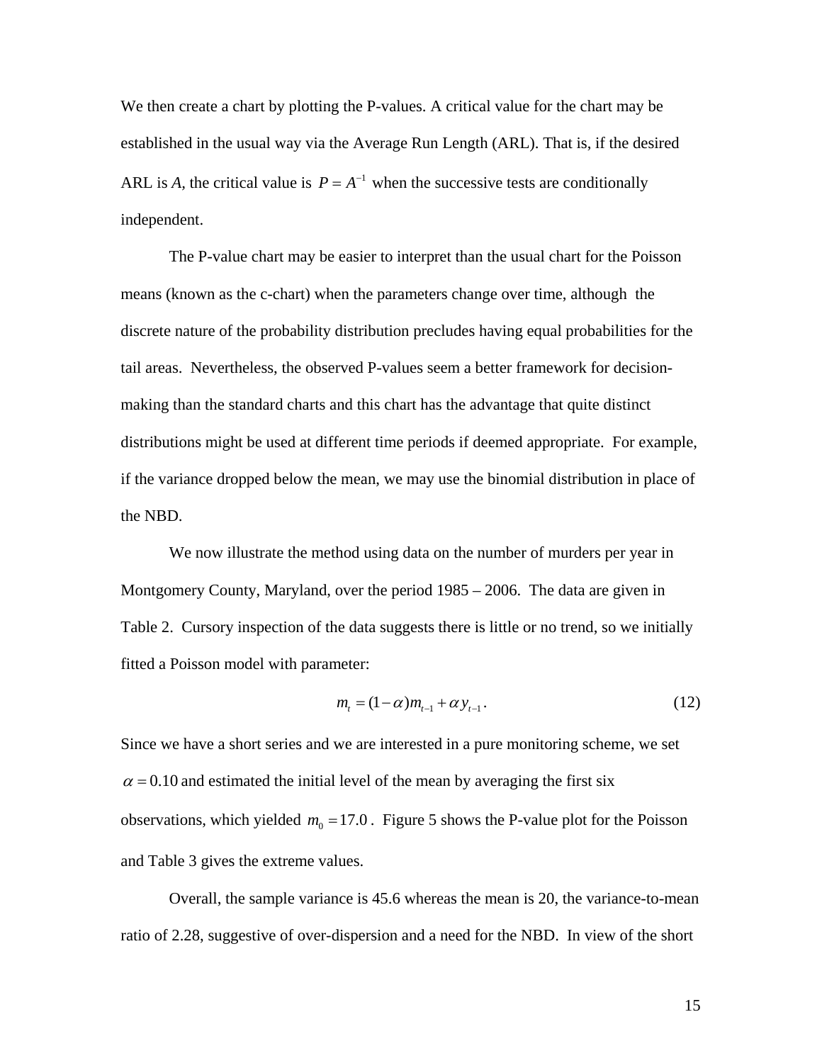We then create a chart by plotting the P-values. A critical value for the chart may be established in the usual way via the Average Run Length (ARL). That is, if the desired ARL is *A*, the critical value is $P = A^{-1}$ when the successive tests are conditionally independent.

The P-value chart may be easier to interpret than the usual chart for the Poisson means (known as the c-chart) when the parameters change over time, although the discrete nature of the probability distribution precludes having equal probabilities for the tail areas. Nevertheless, the observed P-values seem a better framework for decision-making than the standard charts and this chart has the advantage that quite distinct distributions might be used at different time periods if deemed appropriate. For example, if the variance dropped below the mean, we may use the binomial distribution in place of the NBD.

We now illustrate the method using data on the number of murders per year in Montgomery County, Maryland, over the period 1985 – 2006. The data are given in Table 2. Cursory inspection of the data suggests there is little or no trend, so we initially fitted a Poisson model with parameter:

$$m_t = (1-\alpha)m_{t-1} + \alpha y_{t-1}. \tag{12}$$

Since we have a short series and we are interested in a pure monitoring scheme, we set $\alpha = 0.10$ and estimated the initial level of the mean by averaging the first six observations, which yielded $m_0 = 17.0$. Figure 5 shows the P-value plot for the Poisson and Table 3 gives the extreme values.

Overall, the sample variance is 45.6 whereas the mean is 20, the variance-to-mean ratio of 2.28, suggestive of over-dispersion and a need for the NBD. In view of the short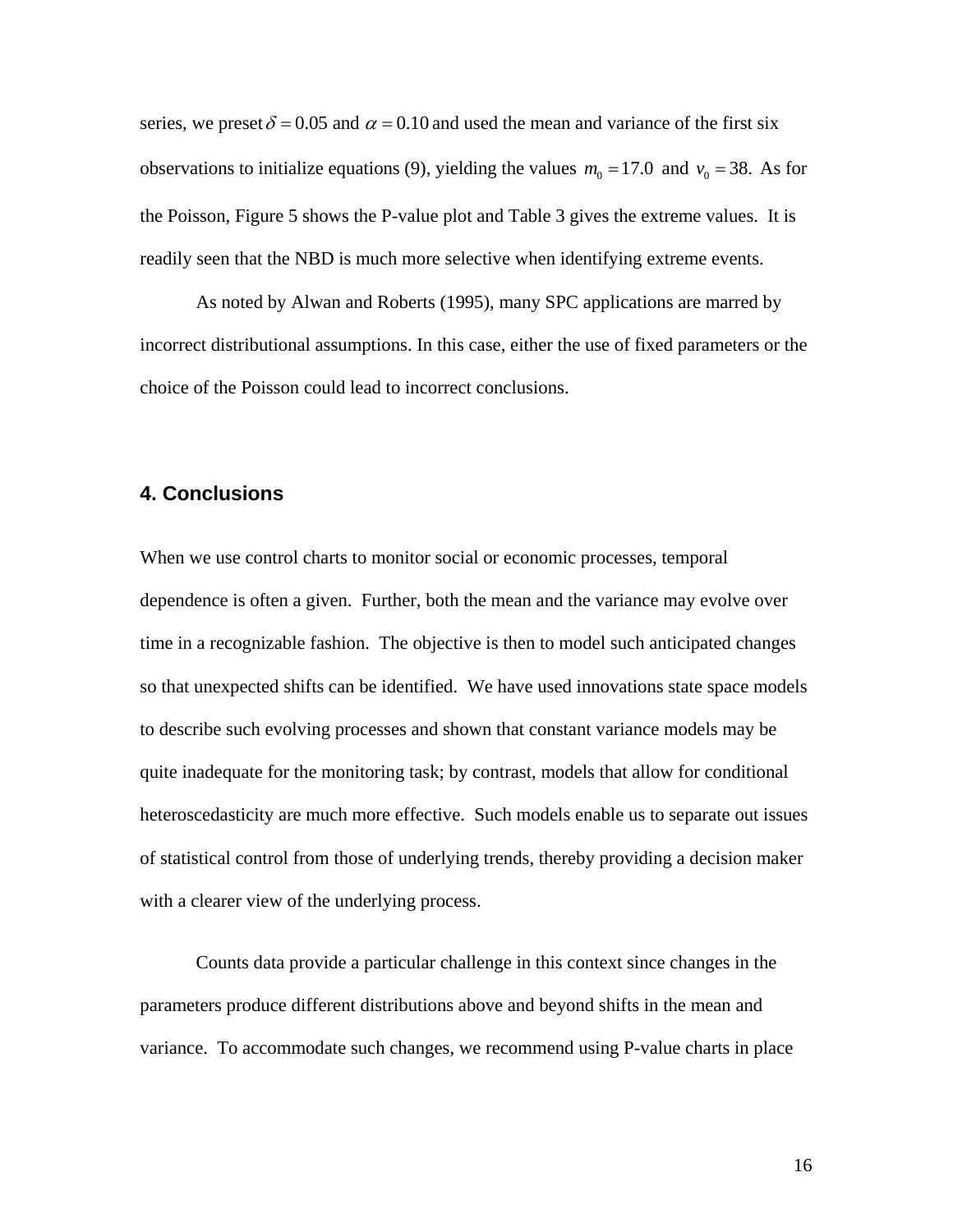series, we preset $\delta = 0.05$ and $\alpha = 0.10$ and used the mean and variance of the first six observations to initialize equations (9), yielding the values $m_0 = 17.0$ and $v_0 = 38$. As for the Poisson, Figure 5 shows the P-value plot and Table 3 gives the extreme values. It is readily seen that the NBD is much more selective when identifying extreme events.

As noted by Alwan and Roberts (1995), many SPC applications are marred by incorrect distributional assumptions. In this case, either the use of fixed parameters or the choice of the Poisson could lead to incorrect conclusions.

## 4. Conclusions

When we use control charts to monitor social or economic processes, temporal dependence is often a given. Further, both the mean and the variance may evolve over time in a recognizable fashion. The objective is then to model such anticipated changes so that unexpected shifts can be identified. We have used innovations state space models to describe such evolving processes and shown that constant variance models may be quite inadequate for the monitoring task; by contrast, models that allow for conditional heteroscedasticity are much more effective. Such models enable us to separate out issues of statistical control from those of underlying trends, thereby providing a decision maker with a clearer view of the underlying process.

Counts data provide a particular challenge in this context since changes in the parameters produce different distributions above and beyond shifts in the mean and variance. To accommodate such changes, we recommend using P-value charts in place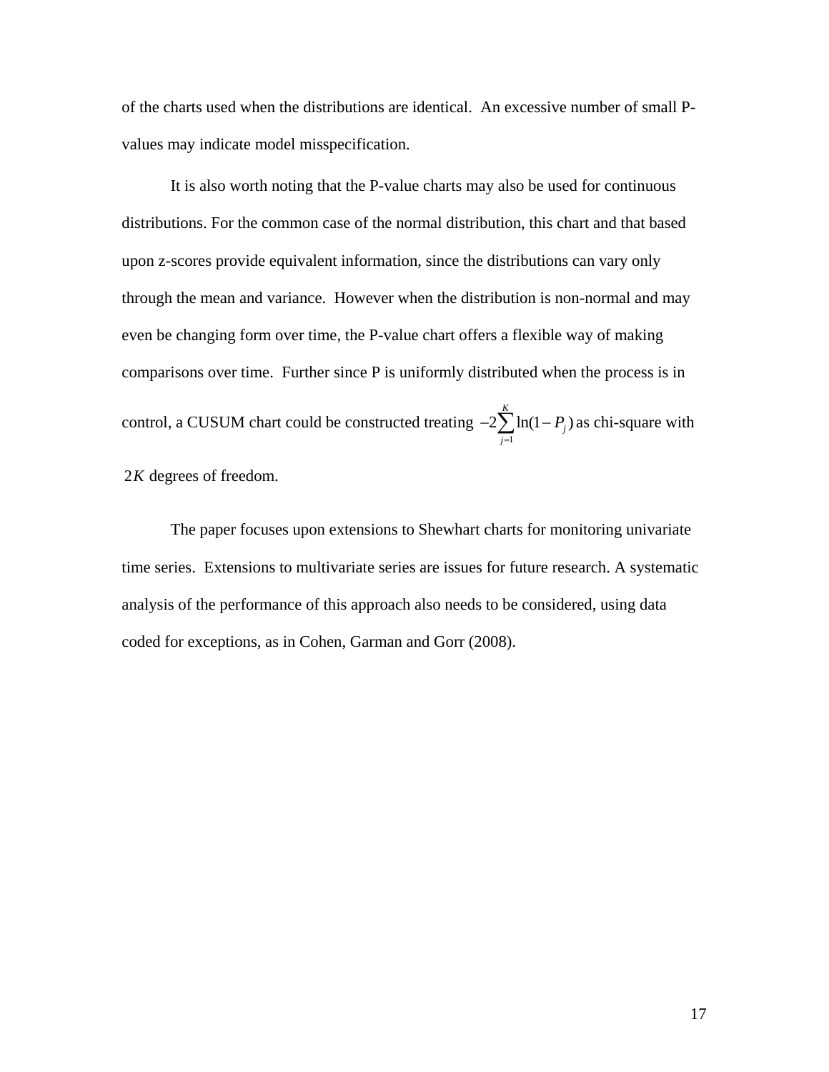of the charts used when the distributions are identical. An excessive number of small P-values may indicate model misspecification.

It is also worth noting that the P-value charts may also be used for continuous distributions. For the common case of the normal distribution, this chart and that based upon z-scores provide equivalent information, since the distributions can vary only through the mean and variance. However when the distribution is non-normal and may even be changing form over time, the P-value chart offers a flexible way of making comparisons over time. Further since P is uniformly distributed when the process is in control, a CUSUM chart could be constructed treating $-2\sum_{j=1}^{K}\ln(1-P_j)$ as chi-square with $2K$ degrees of freedom.

The paper focuses upon extensions to Shewhart charts for monitoring univariate time series. Extensions to multivariate series are issues for future research. A systematic analysis of the performance of this approach also needs to be considered, using data coded for exceptions, as in Cohen, Garman and Gorr (2008).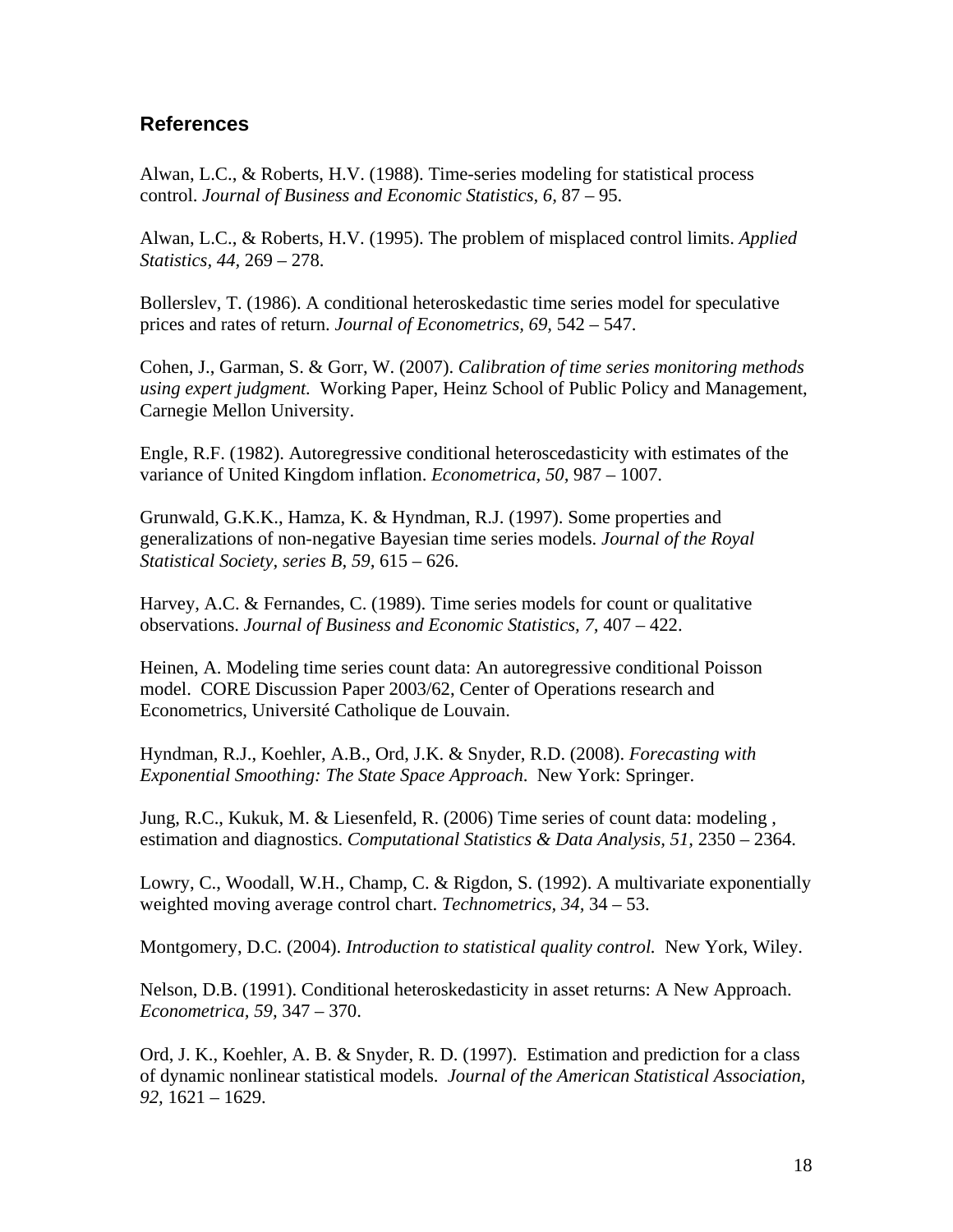## References

Alwan, L.C., & Roberts, H.V. (1988). Time-series modeling for statistical process control. *Journal of Business and Economic Statistics, 6,* 87 – 95.

Alwan, L.C., & Roberts, H.V. (1995). The problem of misplaced control limits. *Applied Statistics, 44,* 269 – 278.

Bollerslev, T. (1986). A conditional heteroskedastic time series model for speculative prices and rates of return. *Journal of Econometrics, 69,* 542 – 547.

Cohen, J., Garman, S. & Gorr, W. (2007). *Calibration of time series monitoring methods using expert judgment.* Working Paper, Heinz School of Public Policy and Management, Carnegie Mellon University.

Engle, R.F. (1982). Autoregressive conditional heteroscedasticity with estimates of the variance of United Kingdom inflation. *Econometrica, 50*, 987 – 1007.

Grunwald, G.K.K., Hamza, K. & Hyndman, R.J. (1997). Some properties and generalizations of non-negative Bayesian time series models. *Journal of the Royal Statistical Society, series B, 59,* 615 – 626.

Harvey, A.C. & Fernandes, C. (1989). Time series models for count or qualitative observations. *Journal of Business and Economic Statistics, 7,* 407 – 422.

Heinen, A. Modeling time series count data: An autoregressive conditional Poisson model. CORE Discussion Paper 2003/62, Center of Operations research and Econometrics, Université Catholique de Louvain.

Hyndman, R.J., Koehler, A.B., Ord, J.K. & Snyder, R.D. (2008). *Forecasting with Exponential Smoothing: The State Space Approach*. New York: Springer.

Jung, R.C., Kukuk, M. & Liesenfeld, R. (2006) Time series of count data: modeling , estimation and diagnostics. *Computational Statistics & Data Analysis, 51,* 2350 – 2364.

Lowry, C., Woodall, W.H., Champ, C. & Rigdon, S. (1992). A multivariate exponentially weighted moving average control chart. *Technometrics, 34,* 34 – 53.

Montgomery, D.C. (2004). *Introduction to statistical quality control.* New York, Wiley.

Nelson, D.B. (1991). Conditional heteroskedasticity in asset returns: A New Approach. *Econometrica, 59,* 347 – 370.

Ord, J. K., Koehler, A. B. & Snyder, R. D. (1997). Estimation and prediction for a class of dynamic nonlinear statistical models. *Journal of the American Statistical Association, 92,* 1621 – 1629.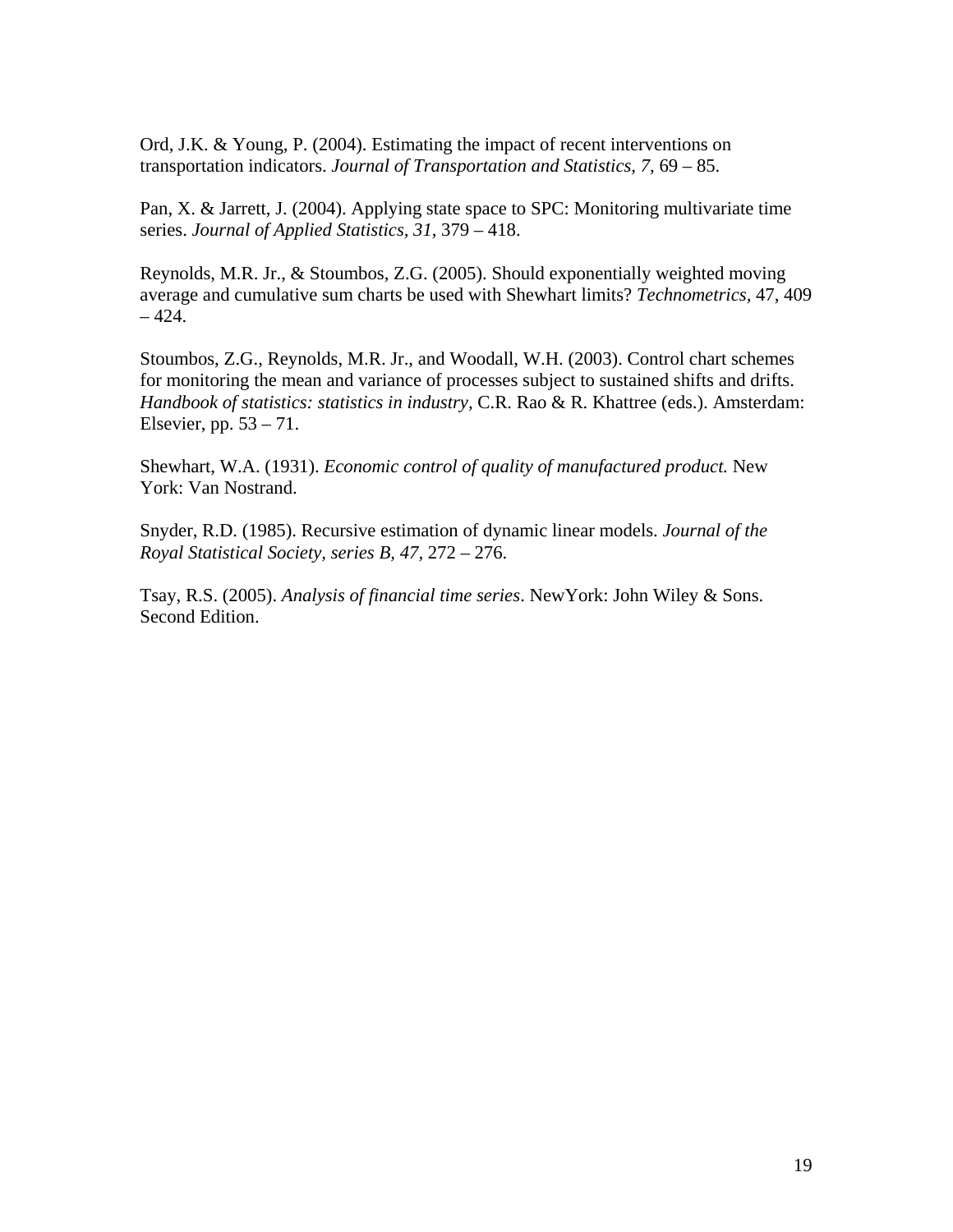Ord, J.K. & Young, P. (2004). Estimating the impact of recent interventions on transportation indicators. *Journal of Transportation and Statistics, 7,* 69 – 85.

Pan, X. & Jarrett, J. (2004). Applying state space to SPC: Monitoring multivariate time series. *Journal of Applied Statistics, 31*, 379 – 418.

Reynolds, M.R. Jr., & Stoumbos, Z.G. (2005). Should exponentially weighted moving average and cumulative sum charts be used with Shewhart limits? *Technometrics*, 47, 409 – 424.

Stoumbos, Z.G., Reynolds, M.R. Jr., and Woodall, W.H. (2003). Control chart schemes for monitoring the mean and variance of processes subject to sustained shifts and drifts. *Handbook of statistics: statistics in industry,* C.R. Rao & R. Khattree (eds.). Amsterdam: Elsevier, pp. 53 – 71.

Shewhart, W.A. (1931). *Economic control of quality of manufactured product.* New York: Van Nostrand.

Snyder, R.D. (1985). Recursive estimation of dynamic linear models. *Journal of the Royal Statistical Society, series B, 47,* 272 – 276.

Tsay, R.S. (2005). *Analysis of financial time series*. NewYork: John Wiley & Sons. Second Edition.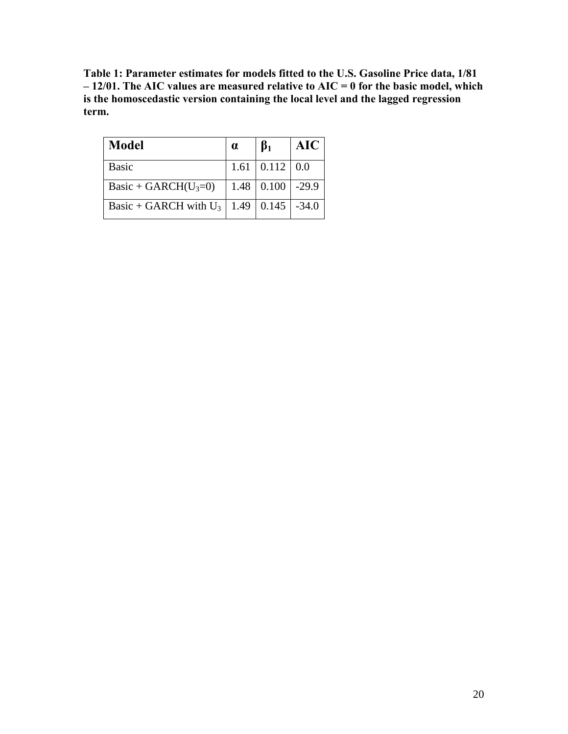**Table 1: Parameter estimates for models fitted to the U.S. Gasoline Price data, 1/81 – 12/01. The AIC values are measured relative to AIC = 0 for the basic model, which is the homoscedastic version containing the local level and the lagged regression term.**

| Model | $\alpha$ | $\beta_1$ | AIC |
|---|---|---|---|
| Basic | 1.61 | 0.112 | 0.0 |
| Basic + GARCH($U_3$=0) | 1.48 | 0.100 | -29.9 |
| Basic + GARCH with $U_3$ | 1.49 | 0.145 | -34.0 |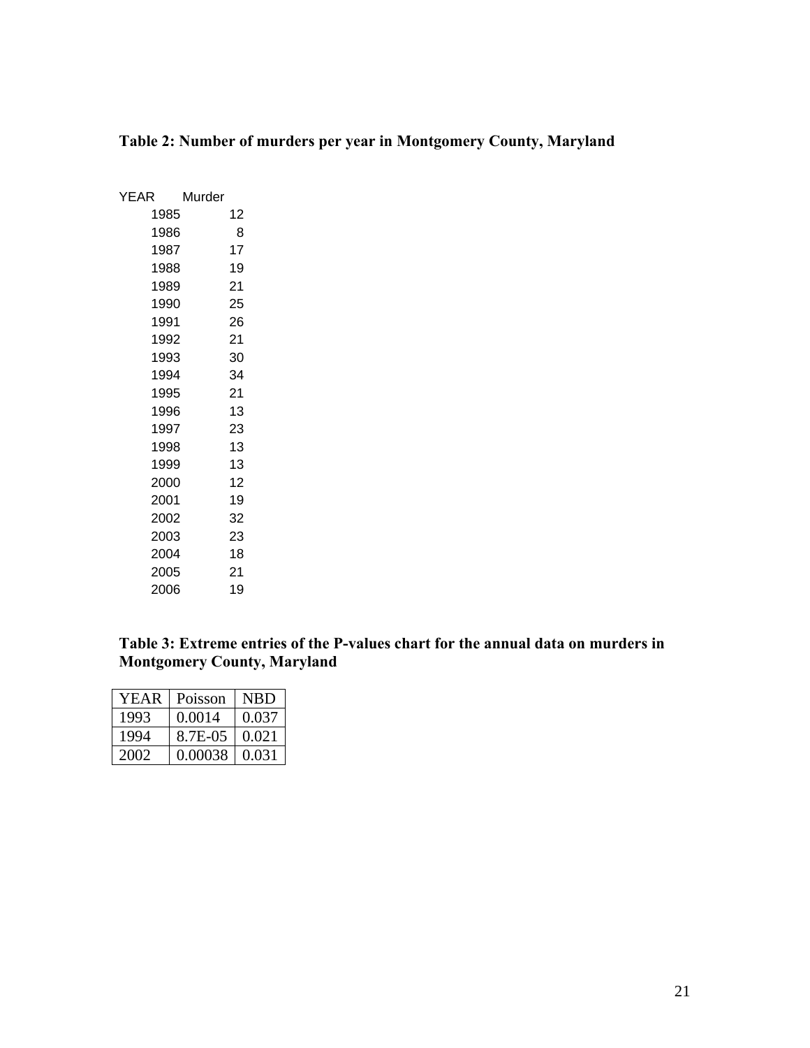**Table 2: Number of murders per year in Montgomery County, Maryland**

| YEAR | Murder |
|---|---|
| 1985 | 12 |
| 1986 | 8 |
| 1987 | 17 |
| 1988 | 19 |
| 1989 | 21 |
| 1990 | 25 |
| 1991 | 26 |
| 1992 | 21 |
| 1993 | 30 |
| 1994 | 34 |
| 1995 | 21 |
| 1996 | 13 |
| 1997 | 23 |
| 1998 | 13 |
| 1999 | 13 |
| 2000 | 12 |
| 2001 | 19 |
| 2002 | 32 |
| 2003 | 23 |
| 2004 | 18 |
| 2005 | 21 |
| 2006 | 19 |

**Table 3: Extreme entries of the P-values chart for the annual data on murders in Montgomery County, Maryland**

| YEAR | Poisson | NBD |
|---|---|---|
| 1993 | 0.0014 | 0.037 |
| 1994 | 8.7E-05 | 0.021 |
| 2002 | 0.00038 | 0.031 |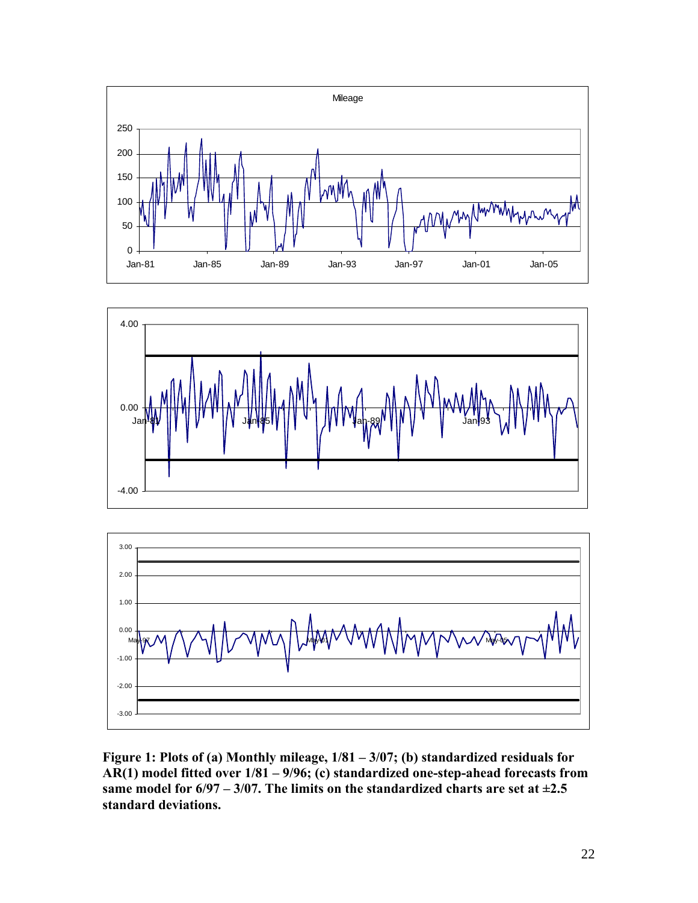**Figure 1: Plots of (a) Monthly mileage, 1/81 – 3/07; (b) standardized residuals for AR(1) model fitted over 1/81 – 9/96; (c) standardized one-step-ahead forecasts from same model for 6/97 – 3/07. The limits on the standardized charts are set at ±2.5 standard deviations.**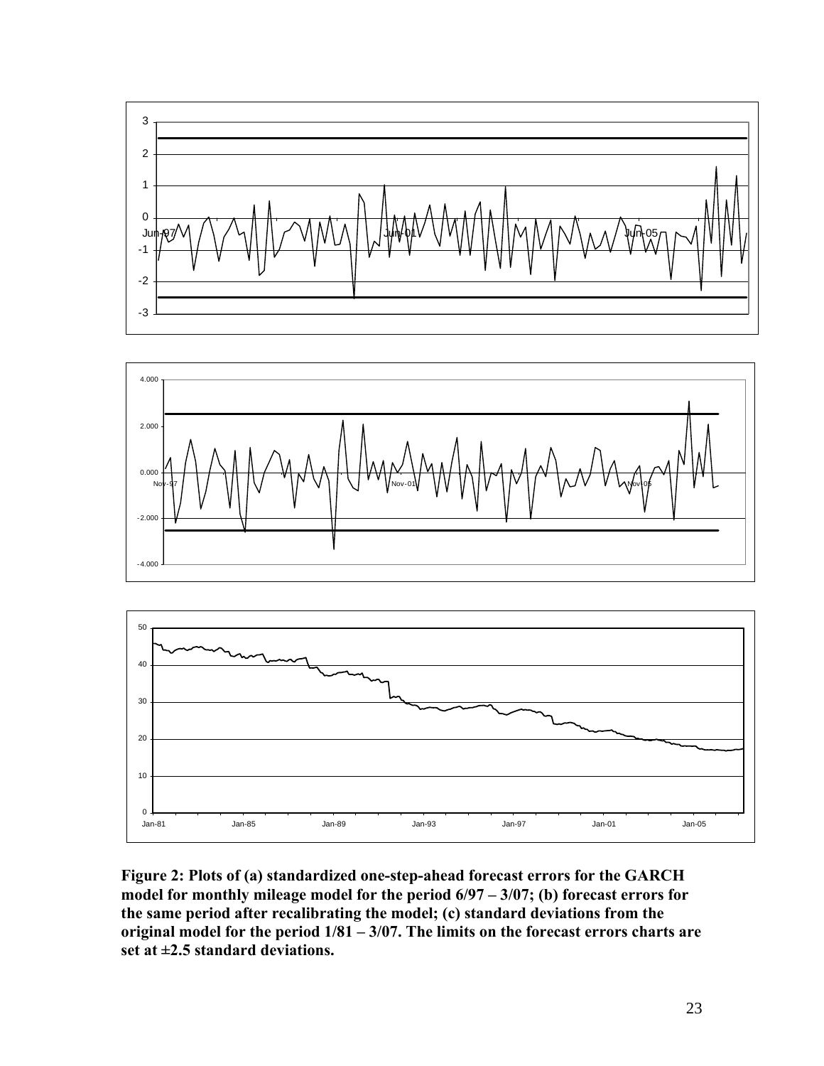**Figure 2: Plots of (a) standardized one-step-ahead forecast errors for the GARCH model for monthly mileage model for the period 6/97 – 3/07; (b) forecast errors for the same period after recalibrating the model; (c) standard deviations from the original model for the period 1/81 – 3/07. The limits on the forecast errors charts are set at ±2.5 standard deviations.**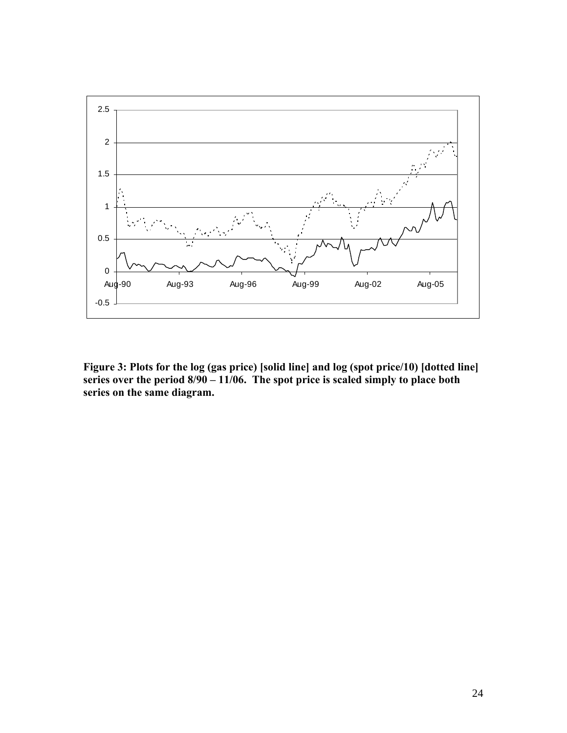**Figure 3: Plots for the log (gas price) [solid line] and log (spot price/10) [dotted line] series over the period 8/90 – 11/06. The spot price is scaled simply to place both series on the same diagram.**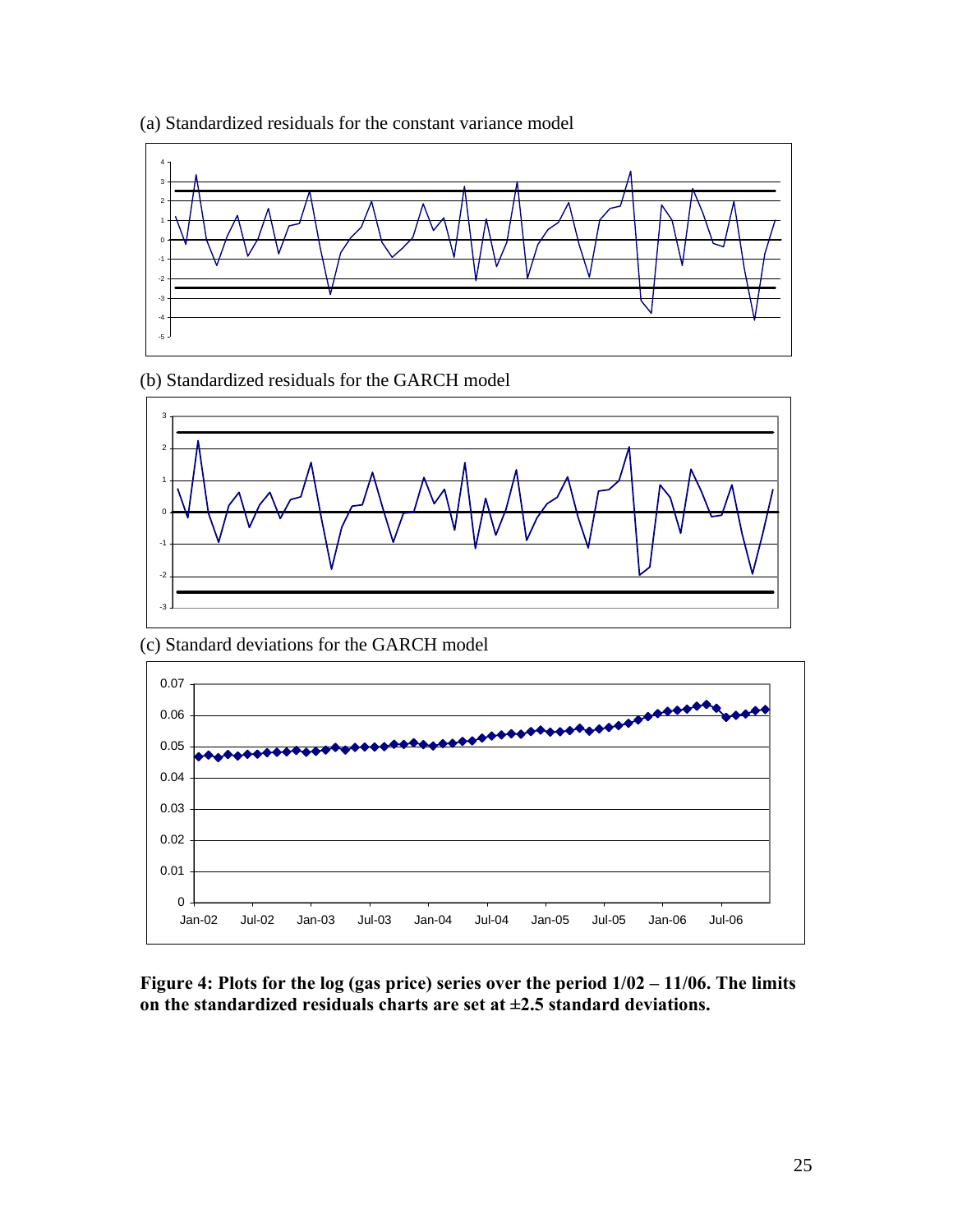(a) Standardized residuals for the constant variance model

(b) Standardized residuals for the GARCH model

(c) Standard deviations for the GARCH model

**Figure 4: Plots for the log (gas price) series over the period 1/02 – 11/06. The limits on the standardized residuals charts are set at ±2.5 standard deviations.**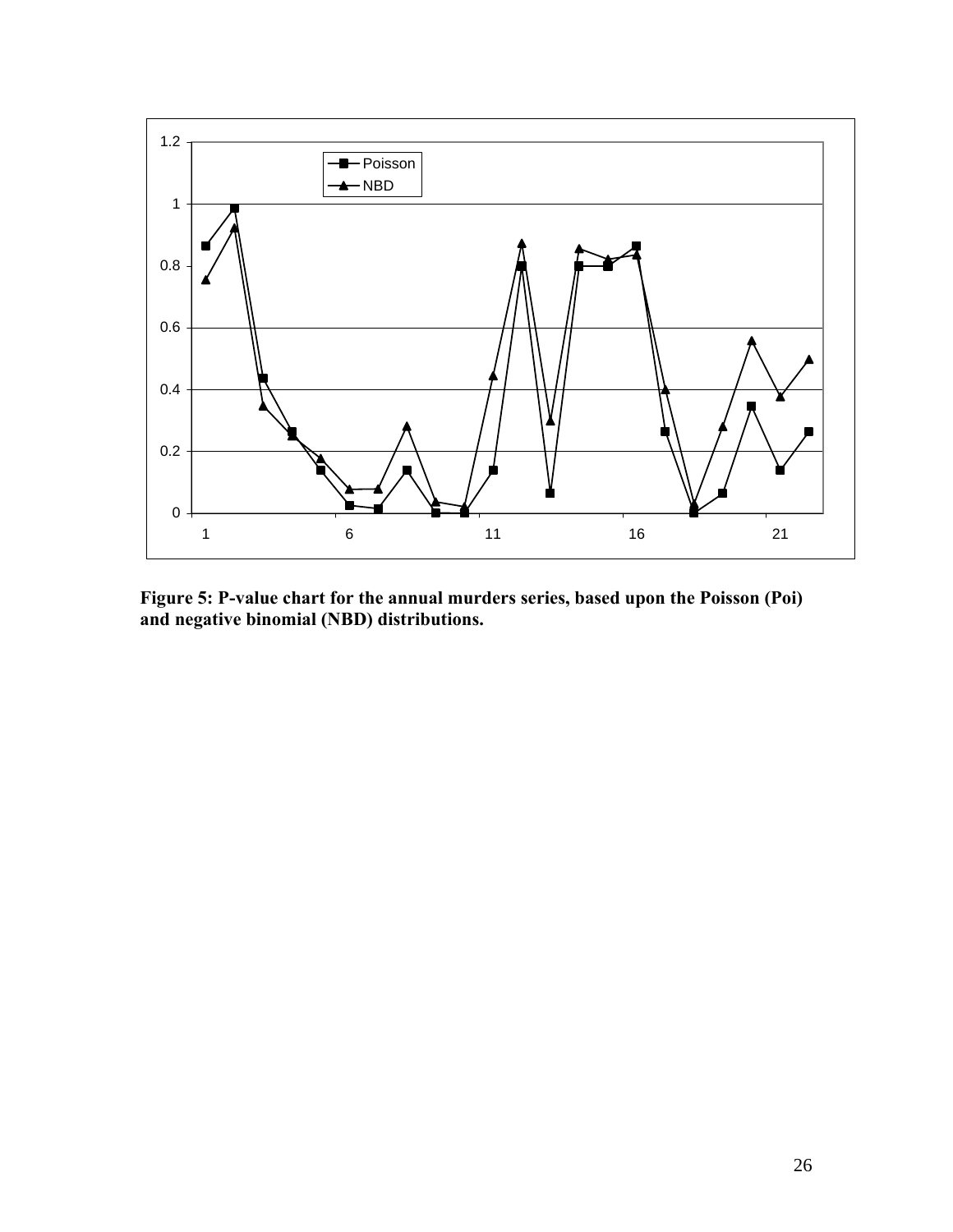1.2
1
0.8
0.6
0.4
0.2
0

1
6
11
16
21

Poisson
NBD

**Figure 5: P-value chart for the annual murders series, based upon the Poisson (Poi) and negative binomial (NBD) distributions.**